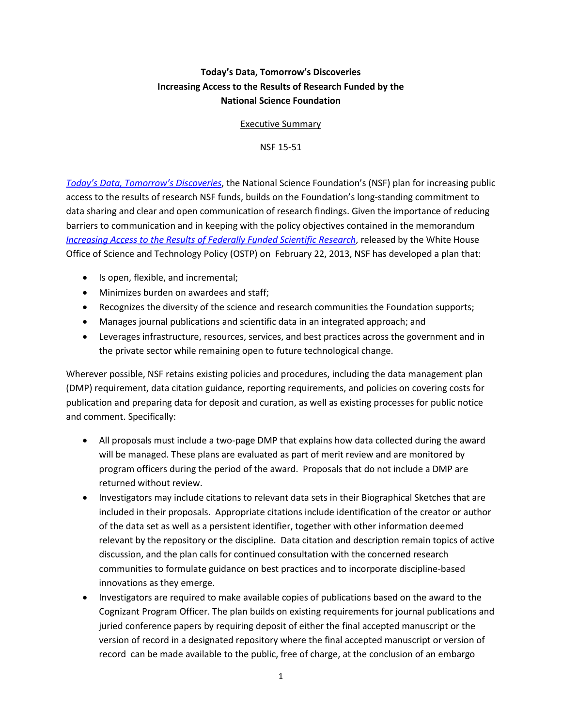**Today's Data, Tomorrow's Discoveries**
**Increasing Access to the Results of Research Funded by the National Science Foundation**

Executive Summary

NSF 15-51

*Today's Data, Tomorrow's Discoveries*, the National Science Foundation's (NSF) plan for increasing public access to the results of research NSF funds, builds on the Foundation's long-standing commitment to data sharing and clear and open communication of research findings. Given the importance of reducing barriers to communication and in keeping with the policy objectives contained in the memorandum *Increasing Access to the Results of Federally Funded Scientific Research*, released by the White House Office of Science and Technology Policy (OSTP) on February 22, 2013, NSF has developed a plan that:

- Is open, flexible, and incremental;
- Minimizes burden on awardees and staff;
- Recognizes the diversity of the science and research communities the Foundation supports;
- Manages journal publications and scientific data in an integrated approach; and
- Leverages infrastructure, resources, services, and best practices across the government and in the private sector while remaining open to future technological change.

Wherever possible, NSF retains existing policies and procedures, including the data management plan (DMP) requirement, data citation guidance, reporting requirements, and policies on covering costs for publication and preparing data for deposit and curation, as well as existing processes for public notice and comment. Specifically:

- All proposals must include a two-page DMP that explains how data collected during the award will be managed. These plans are evaluated as part of merit review and are monitored by program officers during the period of the award. Proposals that do not include a DMP are returned without review.
- Investigators may include citations to relevant data sets in their Biographical Sketches that are included in their proposals. Appropriate citations include identification of the creator or author of the data set as well as a persistent identifier, together with other information deemed relevant by the repository or the discipline. Data citation and description remain topics of active discussion, and the plan calls for continued consultation with the concerned research communities to formulate guidance on best practices and to incorporate discipline-based innovations as they emerge.
- Investigators are required to make available copies of publications based on the award to the Cognizant Program Officer. The plan builds on existing requirements for journal publications and juried conference papers by requiring deposit of either the final accepted manuscript or the version of record in a designated repository where the final accepted manuscript or version of record can be made available to the public, free of charge, at the conclusion of an embargo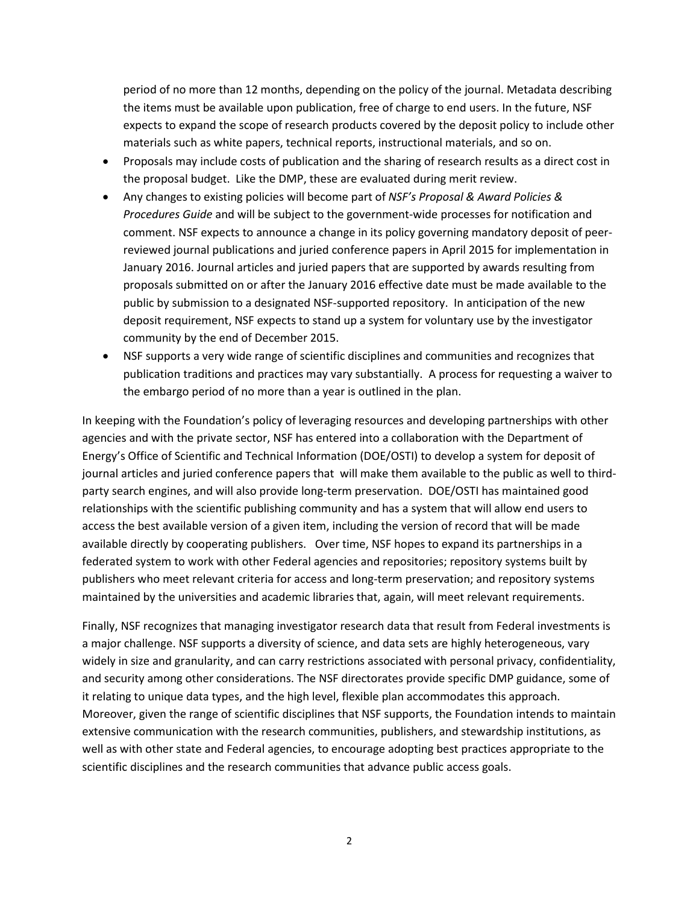period of no more than 12 months, depending on the policy of the journal. Metadata describing the items must be available upon publication, free of charge to end users. In the future, NSF expects to expand the scope of research products covered by the deposit policy to include other materials such as white papers, technical reports, instructional materials, and so on.

- Proposals may include costs of publication and the sharing of research results as a direct cost in the proposal budget. Like the DMP, these are evaluated during merit review.
- Any changes to existing policies will become part of *NSF's Proposal & Award Policies & Procedures Guide* and will be subject to the government-wide processes for notification and comment. NSF expects to announce a change in its policy governing mandatory deposit of peer-reviewed journal publications and juried conference papers in April 2015 for implementation in January 2016. Journal articles and juried papers that are supported by awards resulting from proposals submitted on or after the January 2016 effective date must be made available to the public by submission to a designated NSF-supported repository. In anticipation of the new deposit requirement, NSF expects to stand up a system for voluntary use by the investigator community by the end of December 2015.
- NSF supports a very wide range of scientific disciplines and communities and recognizes that publication traditions and practices may vary substantially. A process for requesting a waiver to the embargo period of no more than a year is outlined in the plan.

In keeping with the Foundation's policy of leveraging resources and developing partnerships with other agencies and with the private sector, NSF has entered into a collaboration with the Department of Energy's Office of Scientific and Technical Information (DOE/OSTI) to develop a system for deposit of journal articles and juried conference papers that will make them available to the public as well to third-party search engines, and will also provide long-term preservation. DOE/OSTI has maintained good relationships with the scientific publishing community and has a system that will allow end users to access the best available version of a given item, including the version of record that will be made available directly by cooperating publishers. Over time, NSF hopes to expand its partnerships in a federated system to work with other Federal agencies and repositories; repository systems built by publishers who meet relevant criteria for access and long-term preservation; and repository systems maintained by the universities and academic libraries that, again, will meet relevant requirements.

Finally, NSF recognizes that managing investigator research data that result from Federal investments is a major challenge. NSF supports a diversity of science, and data sets are highly heterogeneous, vary widely in size and granularity, and can carry restrictions associated with personal privacy, confidentiality, and security among other considerations. The NSF directorates provide specific DMP guidance, some of it relating to unique data types, and the high level, flexible plan accommodates this approach. Moreover, given the range of scientific disciplines that NSF supports, the Foundation intends to maintain extensive communication with the research communities, publishers, and stewardship institutions, as well as with other state and Federal agencies, to encourage adopting best practices appropriate to the scientific disciplines and the research communities that advance public access goals.